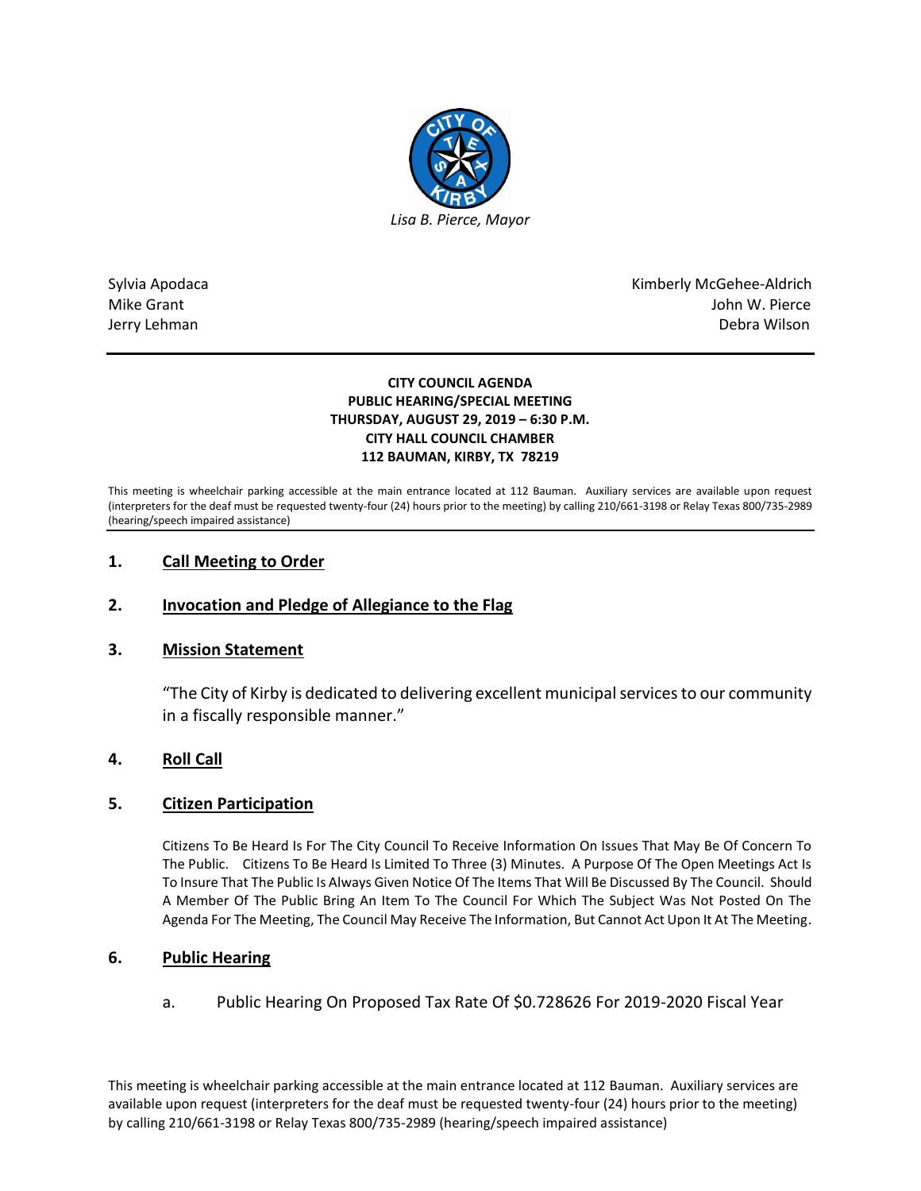*Lisa B. Pierce, Mayor*

Sylvia Apodaca
Mike Grant
Jerry Lehman

Kimberly McGehee-Aldrich
John W. Pierce
Debra Wilson

**CITY COUNCIL AGENDA**
**PUBLIC HEARING/SPECIAL MEETING**
**THURSDAY, AUGUST 29, 2019 – 6:30 P.M.**
**CITY HALL COUNCIL CHAMBER**
**112 BAUMAN, KIRBY, TX 78219**

This meeting is wheelchair parking accessible at the main entrance located at 112 Bauman. Auxiliary services are available upon request (interpreters for the deaf must be requested twenty-four (24) hours prior to the meeting) by calling 210/661-3198 or Relay Texas 800/735-2989 (hearing/speech impaired assistance)

## 1. Call Meeting to Order

## 2. Invocation and Pledge of Allegiance to the Flag

## 3. Mission Statement

"The City of Kirby is dedicated to delivering excellent municipal services to our community in a fiscally responsible manner."

## 4. Roll Call

## 5. Citizen Participation

Citizens To Be Heard Is For The City Council To Receive Information On Issues That May Be Of Concern To The Public. Citizens To Be Heard Is Limited To Three (3) Minutes. A Purpose Of The Open Meetings Act Is To Insure That The Public Is Always Given Notice Of The Items That Will Be Discussed By The Council. Should A Member Of The Public Bring An Item To The Council For Which The Subject Was Not Posted On The Agenda For The Meeting, The Council May Receive The Information, But Cannot Act Upon It At The Meeting.

## 6. Public Hearing

a. Public Hearing On Proposed Tax Rate Of $0.728626 For 2019-2020 Fiscal Year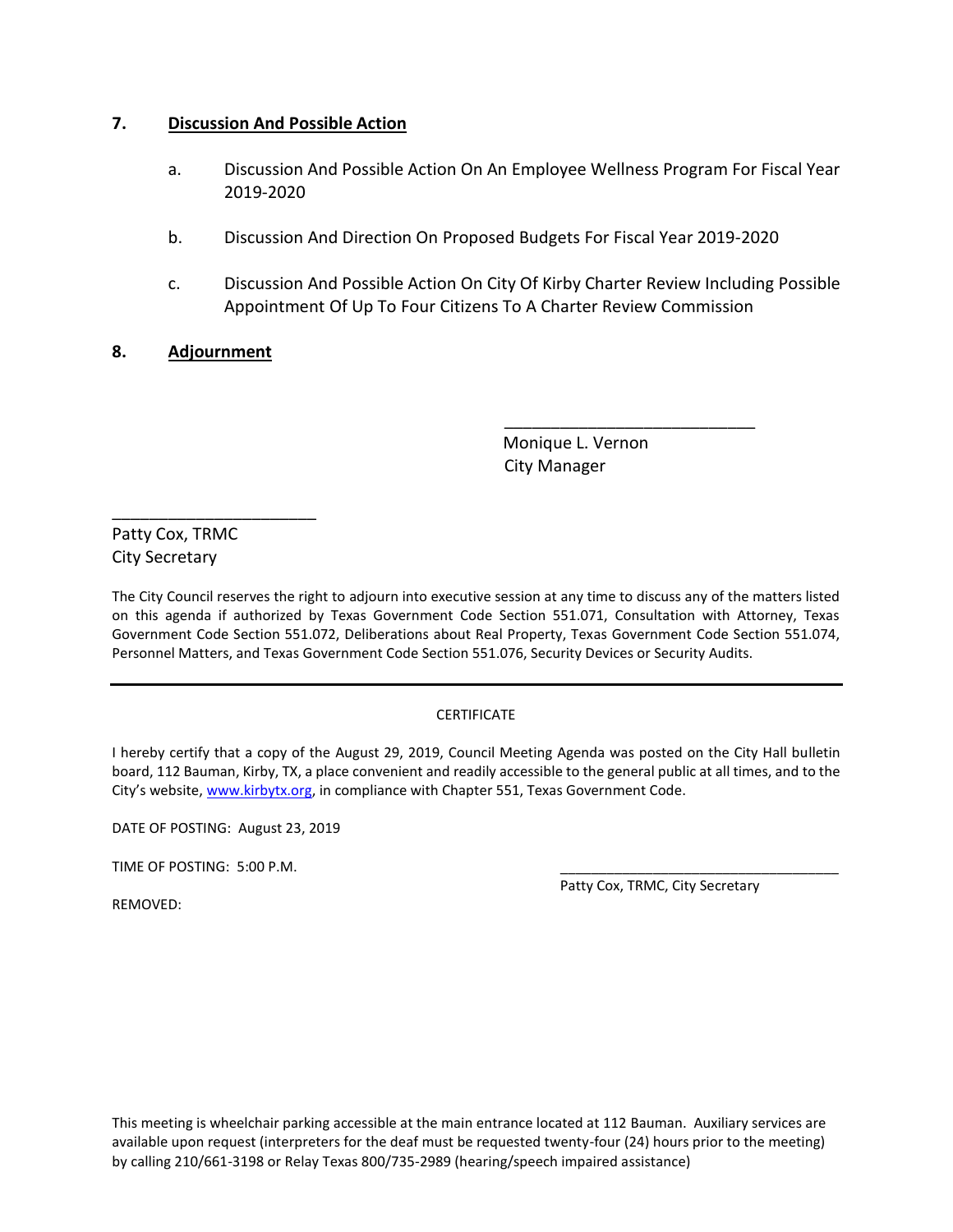## 7. Discussion And Possible Action

a. Discussion And Possible Action On An Employee Wellness Program For Fiscal Year 2019-2020

b. Discussion And Direction On Proposed Budgets For Fiscal Year 2019-2020

c. Discussion And Possible Action On City Of Kirby Charter Review Including Possible Appointment Of Up To Four Citizens To A Charter Review Commission

## 8. Adjournment

\_\_\_\_\_\_\_\_\_\_\_\_\_\_\_\_\_\_\_\_\_\_\_\_\_\_\_\_\_\_

Monique L. Vernon
City Manager

\_\_\_\_\_\_\_\_\_\_\_\_\_\_\_\_\_\_\_\_\_\_\_\_\_

Patty Cox, TRMC
City Secretary

The City Council reserves the right to adjourn into executive session at any time to discuss any of the matters listed on this agenda if authorized by Texas Government Code Section 551.071, Consultation with Attorney, Texas Government Code Section 551.072, Deliberations about Real Property, Texas Government Code Section 551.074, Personnel Matters, and Texas Government Code Section 551.076, Security Devices or Security Audits.

---

CERTIFICATE

I hereby certify that a copy of the August 29, 2019, Council Meeting Agenda was posted on the City Hall bulletin board, 112 Bauman, Kirby, TX, a place convenient and readily accessible to the general public at all times, and to the City's website, www.kirbytx.org, in compliance with Chapter 551, Texas Government Code.

DATE OF POSTING: August 23, 2019

TIME OF POSTING: 5:00 P.M.

\_\_\_\_\_\_\_\_\_\_\_\_\_\_\_\_\_\_\_\_\_\_\_\_\_\_\_\_\_\_\_\_\_\_\_\_

Patty Cox, TRMC, City Secretary

REMOVED:

This meeting is wheelchair parking accessible at the main entrance located at 112 Bauman. Auxiliary services are available upon request (interpreters for the deaf must be requested twenty-four (24) hours prior to the meeting) by calling 210/661-3198 or Relay Texas 800/735-2989 (hearing/speech impaired assistance)